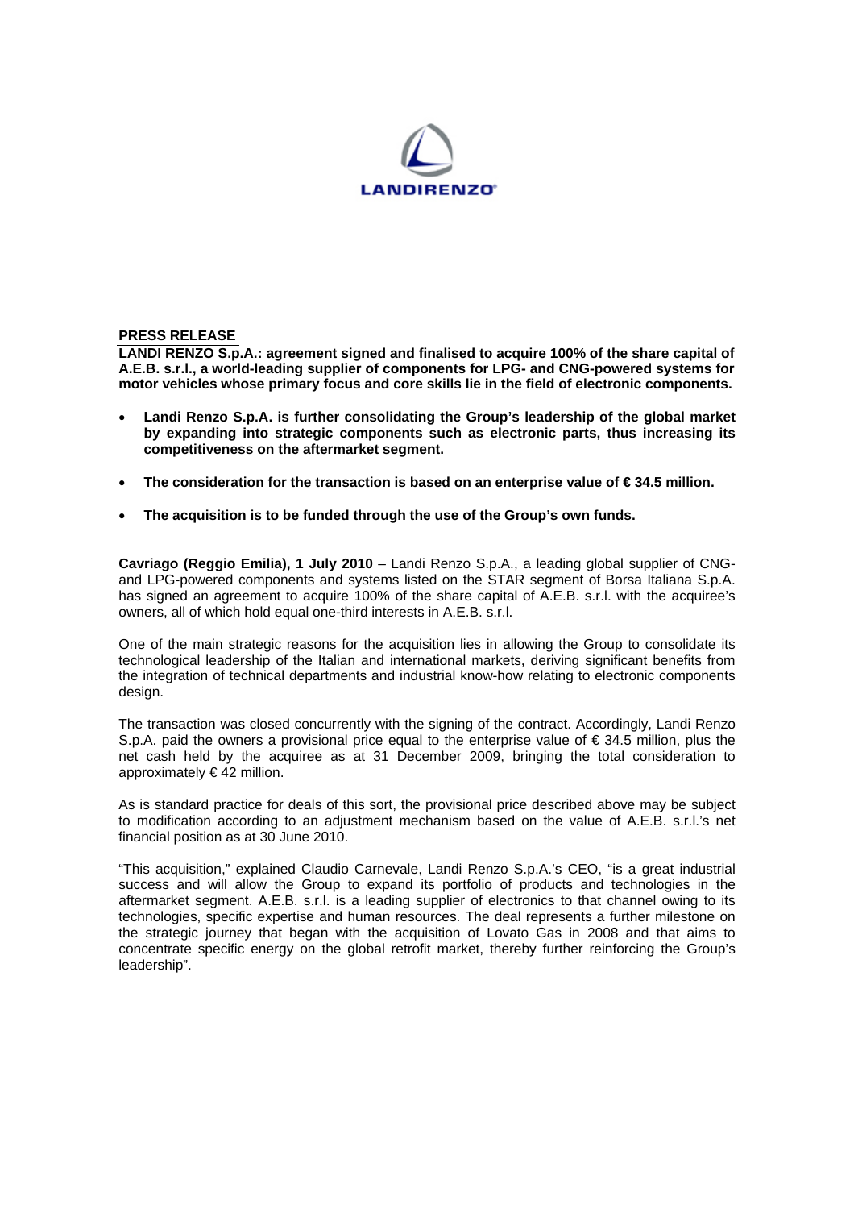**PRESS RELEASE**

**LANDI RENZO S.p.A.: agreement signed and finalised to acquire 100% of the share capital of A.E.B. s.r.l., a world-leading supplier of components for LPG- and CNG-powered systems for motor vehicles whose primary focus and core skills lie in the field of electronic components.**

- **Landi Renzo S.p.A. is further consolidating the Group's leadership of the global market by expanding into strategic components such as electronic parts, thus increasing its competitiveness on the aftermarket segment.**
- **The consideration for the transaction is based on an enterprise value of € 34.5 million.**
- **The acquisition is to be funded through the use of the Group's own funds.**

**Cavriago (Reggio Emilia), 1 July 2010** – Landi Renzo S.p.A., a leading global supplier of CNG- and LPG-powered components and systems listed on the STAR segment of Borsa Italiana S.p.A. has signed an agreement to acquire 100% of the share capital of A.E.B. s.r.l. with the acquiree's owners, all of which hold equal one-third interests in A.E.B. s.r.l.

One of the main strategic reasons for the acquisition lies in allowing the Group to consolidate its technological leadership of the Italian and international markets, deriving significant benefits from the integration of technical departments and industrial know-how relating to electronic components design.

The transaction was closed concurrently with the signing of the contract. Accordingly, Landi Renzo S.p.A. paid the owners a provisional price equal to the enterprise value of € 34.5 million, plus the net cash held by the acquiree as at 31 December 2009, bringing the total consideration to approximately € 42 million.

As is standard practice for deals of this sort, the provisional price described above may be subject to modification according to an adjustment mechanism based on the value of A.E.B. s.r.l.'s net financial position as at 30 June 2010.

"This acquisition," explained Claudio Carnevale, Landi Renzo S.p.A.'s CEO, "is a great industrial success and will allow the Group to expand its portfolio of products and technologies in the aftermarket segment. A.E.B. s.r.l. is a leading supplier of electronics to that channel owing to its technologies, specific expertise and human resources. The deal represents a further milestone on the strategic journey that began with the acquisition of Lovato Gas in 2008 and that aims to concentrate specific energy on the global retrofit market, thereby further reinforcing the Group's leadership".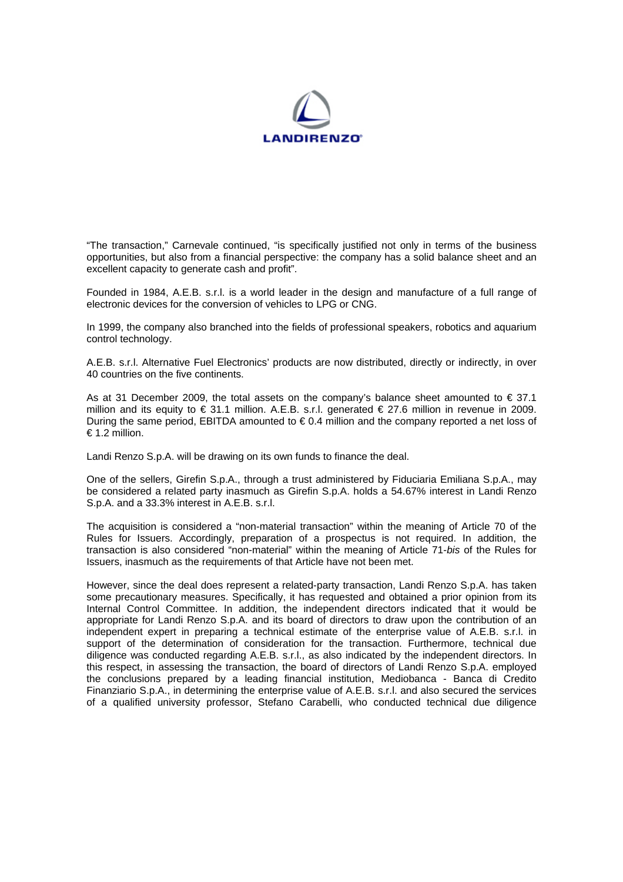"The transaction," Carnevale continued, "is specifically justified not only in terms of the business opportunities, but also from a financial perspective: the company has a solid balance sheet and an excellent capacity to generate cash and profit".

Founded in 1984, A.E.B. s.r.l. is a world leader in the design and manufacture of a full range of electronic devices for the conversion of vehicles to LPG or CNG.

In 1999, the company also branched into the fields of professional speakers, robotics and aquarium control technology.

A.E.B. s.r.l. Alternative Fuel Electronics' products are now distributed, directly or indirectly, in over 40 countries on the five continents.

As at 31 December 2009, the total assets on the company's balance sheet amounted to € 37.1 million and its equity to € 31.1 million. A.E.B. s.r.l. generated € 27.6 million in revenue in 2009. During the same period, EBITDA amounted to € 0.4 million and the company reported a net loss of € 1.2 million.

Landi Renzo S.p.A. will be drawing on its own funds to finance the deal.

One of the sellers, Girefin S.p.A., through a trust administered by Fiduciaria Emiliana S.p.A., may be considered a related party inasmuch as Girefin S.p.A. holds a 54.67% interest in Landi Renzo S.p.A. and a 33.3% interest in A.E.B. s.r.l.

The acquisition is considered a "non-material transaction" within the meaning of Article 70 of the Rules for Issuers. Accordingly, preparation of a prospectus is not required. In addition, the transaction is also considered "non-material" within the meaning of Article 71-*bis* of the Rules for Issuers, inasmuch as the requirements of that Article have not been met.

However, since the deal does represent a related-party transaction, Landi Renzo S.p.A. has taken some precautionary measures. Specifically, it has requested and obtained a prior opinion from its Internal Control Committee. In addition, the independent directors indicated that it would be appropriate for Landi Renzo S.p.A. and its board of directors to draw upon the contribution of an independent expert in preparing a technical estimate of the enterprise value of A.E.B. s.r.l. in support of the determination of consideration for the transaction. Furthermore, technical due diligence was conducted regarding A.E.B. s.r.l., as also indicated by the independent directors. In this respect, in assessing the transaction, the board of directors of Landi Renzo S.p.A. employed the conclusions prepared by a leading financial institution, Mediobanca - Banca di Credito Finanziario S.p.A., in determining the enterprise value of A.E.B. s.r.l. and also secured the services of a qualified university professor, Stefano Carabelli, who conducted technical due diligence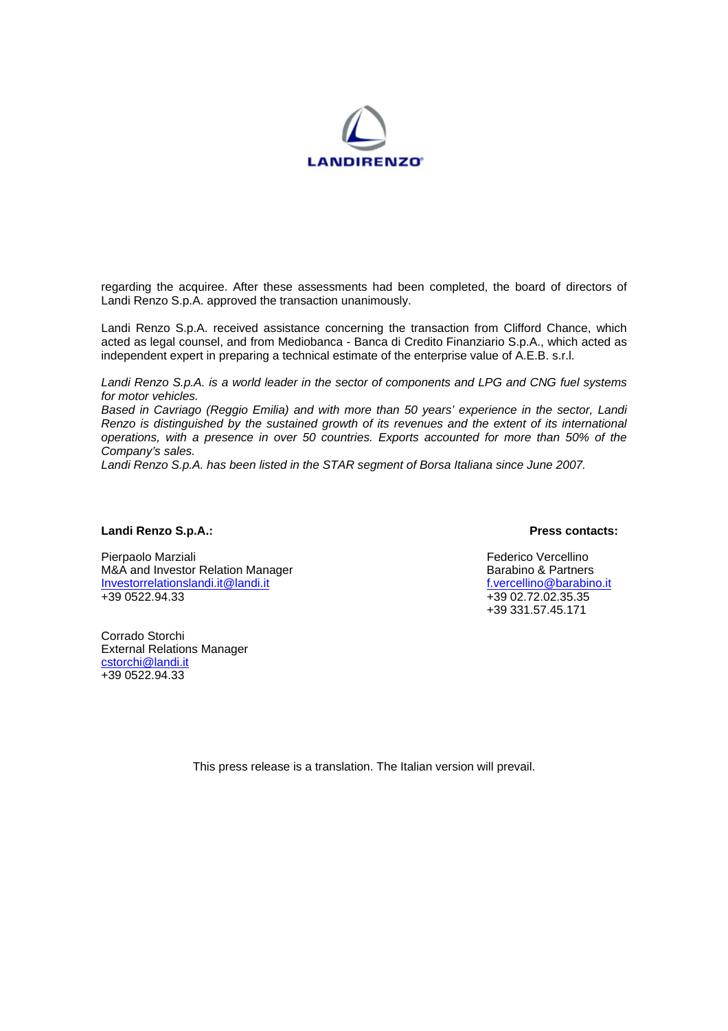regarding the acquiree. After these assessments had been completed, the board of directors of Landi Renzo S.p.A. approved the transaction unanimously.

Landi Renzo S.p.A. received assistance concerning the transaction from Clifford Chance, which acted as legal counsel, and from Mediobanca - Banca di Credito Finanziario S.p.A., which acted as independent expert in preparing a technical estimate of the enterprise value of A.E.B. s.r.l.

*Landi Renzo S.p.A. is a world leader in the sector of components and LPG and CNG fuel systems for motor vehicles.*
*Based in Cavriago (Reggio Emilia) and with more than 50 years' experience in the sector, Landi Renzo is distinguished by the sustained growth of its revenues and the extent of its international operations, with a presence in over 50 countries. Exports accounted for more than 50% of the Company's sales.*
*Landi Renzo S.p.A. has been listed in the STAR segment of Borsa Italiana since June 2007.*

**Landi Renzo S.p.A.:**

Pierpaolo Marziali
M&A and Investor Relation Manager
Investorrelationslandi.it@landi.it
+39 0522.94.33

Corrado Storchi
External Relations Manager
cstorchi@landi.it
+39 0522.94.33

**Press contacts:**

Federico Vercellino
Barabino & Partners
f.vercellino@barabino.it
+39 02.72.02.35.35
+39 331.57.45.171

This press release is a translation. The Italian version will prevail.